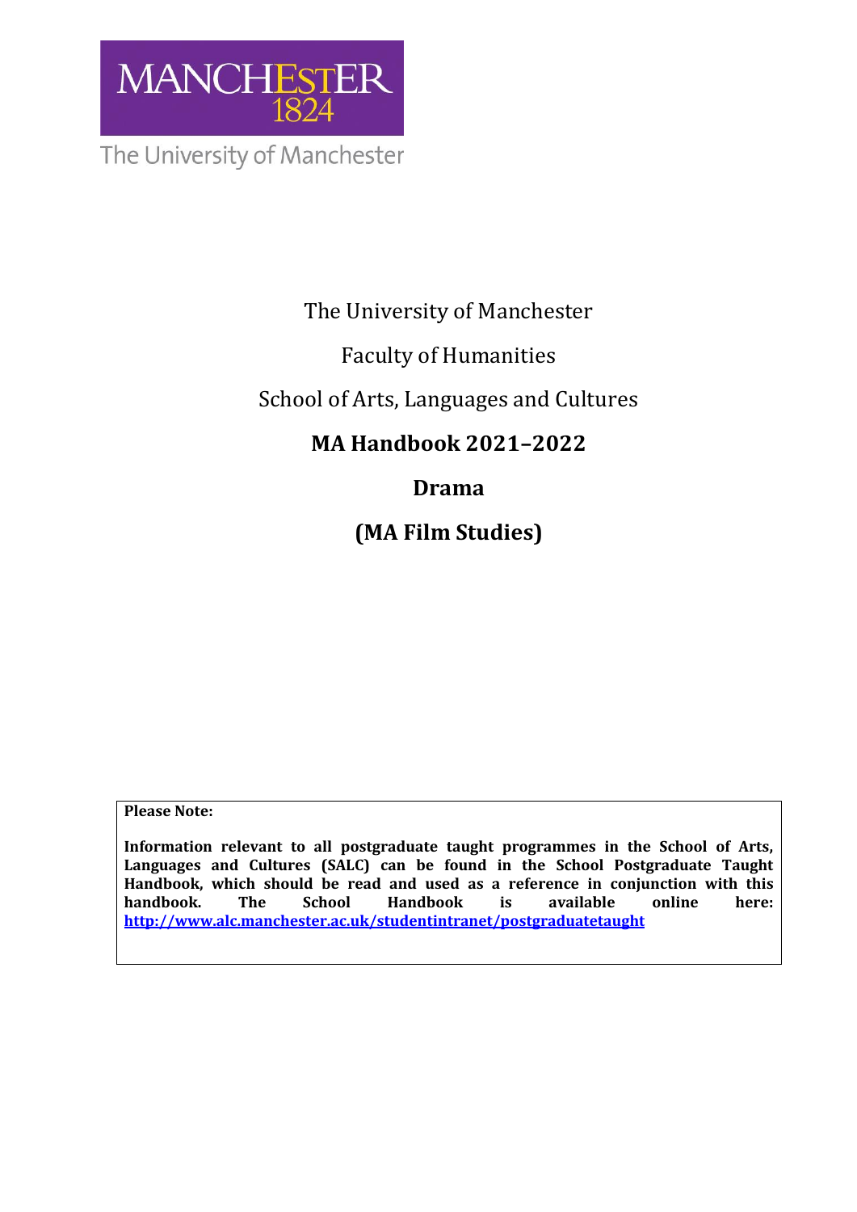The University of Manchester

Faculty of Humanities

School of Arts, Languages and Cultures

# MA Handbook 2021–2022

# Drama

# (MA Film Studies)

**Please Note:**

**Information relevant to all postgraduate taught programmes in the School of Arts, Languages and Cultures (SALC) can be found in the School Postgraduate Taught Handbook, which should be read and used as a reference in conjunction with this handbook. The School Handbook is available online here: [http://www.alc.manchester.ac.uk/studentintranet/postgraduatetaught](http://www.alc.manchester.ac.uk/studentintranet/postgraduatetaught)**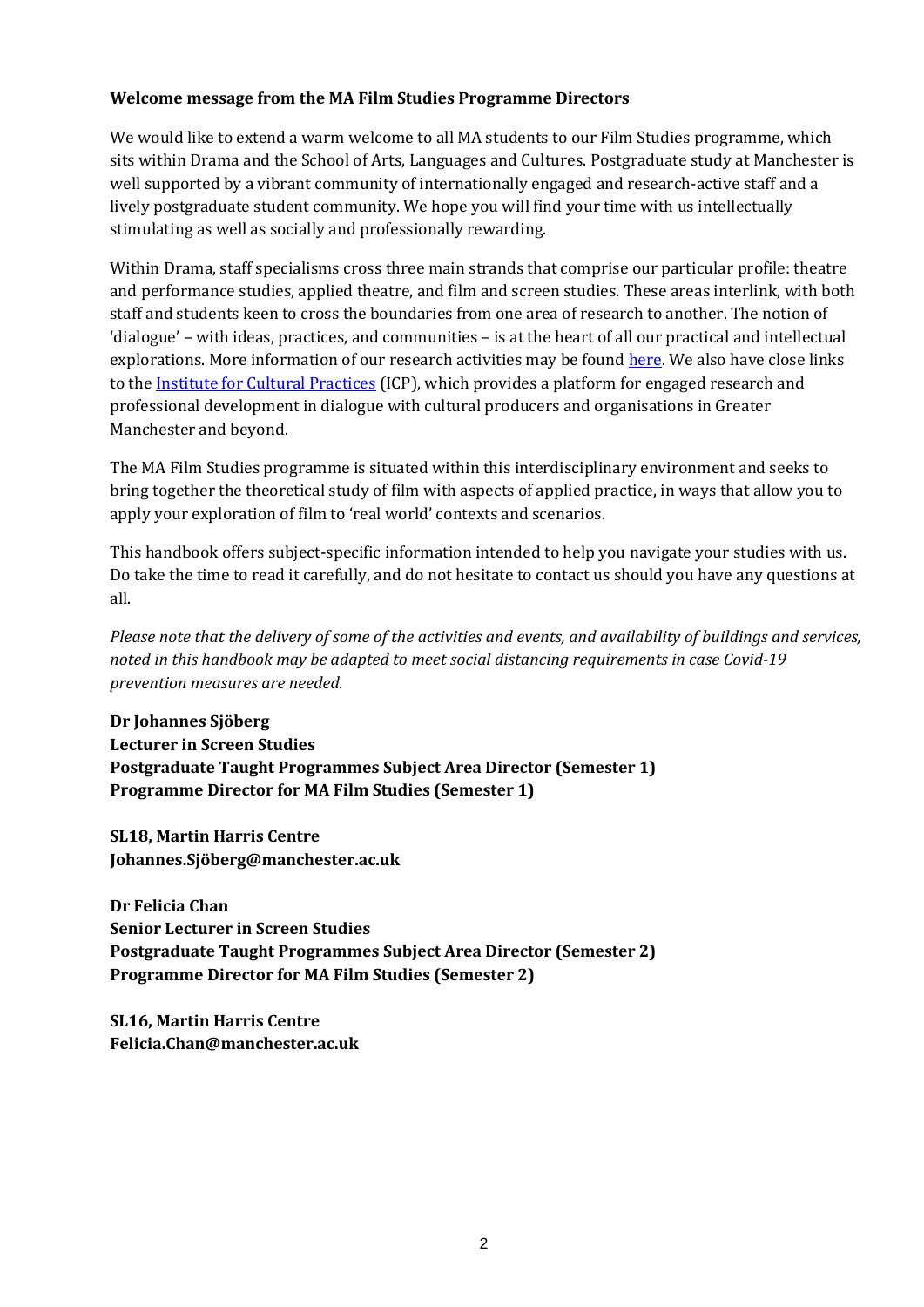**Welcome message from the MA Film Studies Programme Directors**

We would like to extend a warm welcome to all MA students to our Film Studies programme, which sits within Drama and the School of Arts, Languages and Cultures. Postgraduate study at Manchester is well supported by a vibrant community of internationally engaged and research-active staff and a lively postgraduate student community. We hope you will find your time with us intellectually stimulating as well as socially and professionally rewarding.

Within Drama, staff specialisms cross three main strands that comprise our particular profile: theatre and performance studies, applied theatre, and film and screen studies. These areas interlink, with both staff and students keen to cross the boundaries from one area of research to another. The notion of 'dialogue' – with ideas, practices, and communities – is at the heart of all our practical and intellectual explorations. More information of our research activities may be found here. We also have close links to the Institute for Cultural Practices (ICP), which provides a platform for engaged research and professional development in dialogue with cultural producers and organisations in Greater Manchester and beyond.

The MA Film Studies programme is situated within this interdisciplinary environment and seeks to bring together the theoretical study of film with aspects of applied practice, in ways that allow you to apply your exploration of film to 'real world' contexts and scenarios.

This handbook offers subject-specific information intended to help you navigate your studies with us. Do take the time to read it carefully, and do not hesitate to contact us should you have any questions at all.

*Please note that the delivery of some of the activities and events, and availability of buildings and services, noted in this handbook may be adapted to meet social distancing requirements in case Covid-19 prevention measures are needed.*

**Dr Johannes Sjöberg**
**Lecturer in Screen Studies**
**Postgraduate Taught Programmes Subject Area Director (Semester 1)**
**Programme Director for MA Film Studies (Semester 1)**

**SL18, Martin Harris Centre**
**Johannes.Sjöberg@manchester.ac.uk**

**Dr Felicia Chan**
**Senior Lecturer in Screen Studies**
**Postgraduate Taught Programmes Subject Area Director (Semester 2)**
**Programme Director for MA Film Studies (Semester 2)**

**SL16, Martin Harris Centre**
**Felicia.Chan@manchester.ac.uk**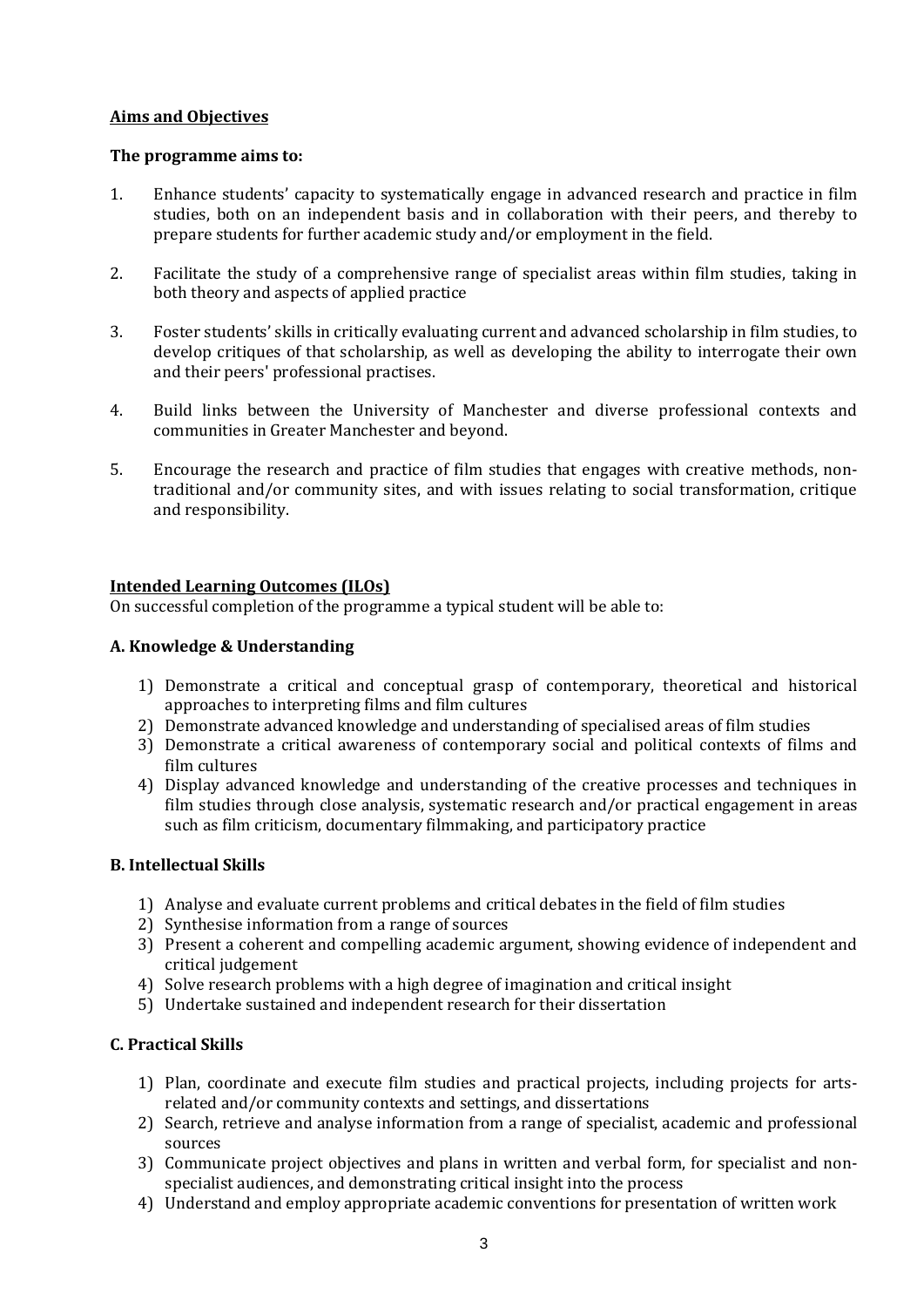## Aims and Objectives

**The programme aims to:**

1. Enhance students' capacity to systematically engage in advanced research and practice in film studies, both on an independent basis and in collaboration with their peers, and thereby to prepare students for further academic study and/or employment in the field.

2. Facilitate the study of a comprehensive range of specialist areas within film studies, taking in both theory and aspects of applied practice

3. Foster students' skills in critically evaluating current and advanced scholarship in film studies, to develop critiques of that scholarship, as well as developing the ability to interrogate their own and their peers' professional practises.

4. Build links between the University of Manchester and diverse professional contexts and communities in Greater Manchester and beyond.

5. Encourage the research and practice of film studies that engages with creative methods, non-traditional and/or community sites, and with issues relating to social transformation, critique and responsibility.

## Intended Learning Outcomes (ILOs)

On successful completion of the programme a typical student will be able to:

### A. Knowledge & Understanding

1) Demonstrate a critical and conceptual grasp of contemporary, theoretical and historical approaches to interpreting films and film cultures
2) Demonstrate advanced knowledge and understanding of specialised areas of film studies
3) Demonstrate a critical awareness of contemporary social and political contexts of films and film cultures
4) Display advanced knowledge and understanding of the creative processes and techniques in film studies through close analysis, systematic research and/or practical engagement in areas such as film criticism, documentary filmmaking, and participatory practice

### B. Intellectual Skills

1) Analyse and evaluate current problems and critical debates in the field of film studies
2) Synthesise information from a range of sources
3) Present a coherent and compelling academic argument, showing evidence of independent and critical judgement
4) Solve research problems with a high degree of imagination and critical insight
5) Undertake sustained and independent research for their dissertation

### C. Practical Skills

1) Plan, coordinate and execute film studies and practical projects, including projects for arts-related and/or community contexts and settings, and dissertations
2) Search, retrieve and analyse information from a range of specialist, academic and professional sources
3) Communicate project objectives and plans in written and verbal form, for specialist and non-specialist audiences, and demonstrating critical insight into the process
4) Understand and employ appropriate academic conventions for presentation of written work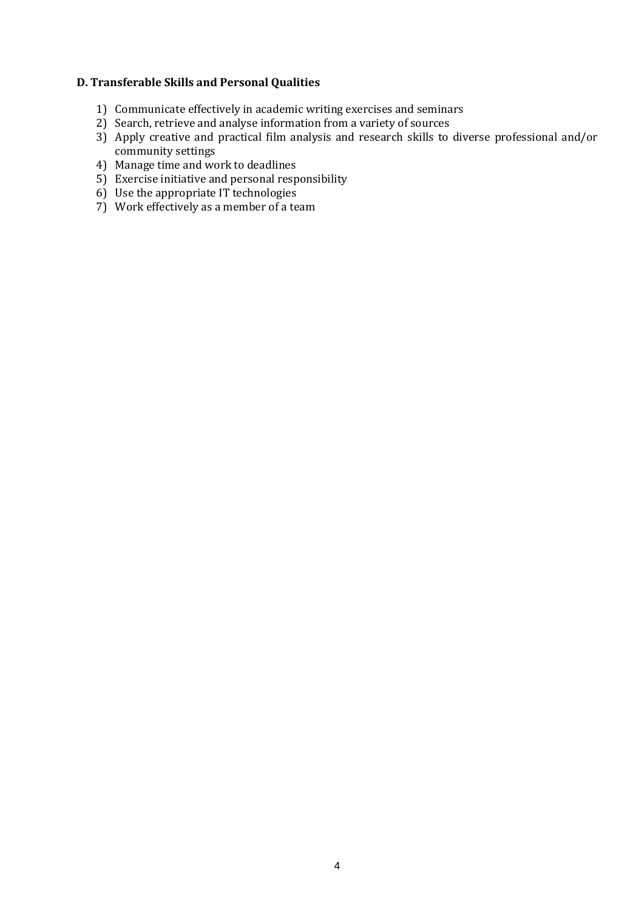**D. Transferable Skills and Personal Qualities**

1) Communicate effectively in academic writing exercises and seminars
2) Search, retrieve and analyse information from a variety of sources
3) Apply creative and practical film analysis and research skills to diverse professional and/or community settings
4) Manage time and work to deadlines
5) Exercise initiative and personal responsibility
6) Use the appropriate IT technologies
7) Work effectively as a member of a team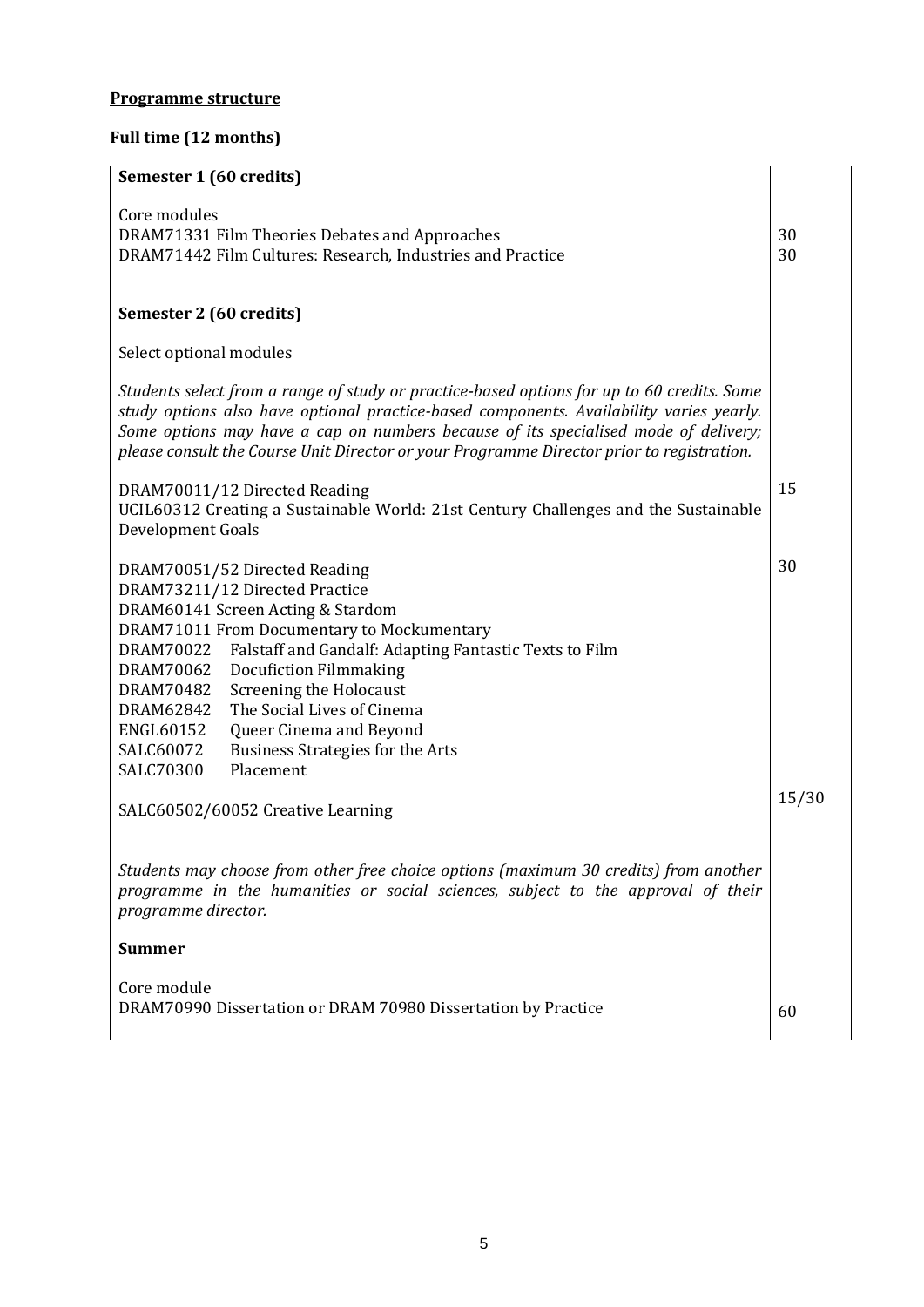**Programme structure**

**Full time (12 months)**

| **Semester 1 (60 credits)** | |
|---|---|
| Core modules | |
| DRAM71331 Film Theories Debates and Approaches | 30 |
| DRAM71442 Film Cultures: Research, Industries and Practice | 30 |
| **Semester 2 (60 credits)** | |
| Select optional modules | |
| *Students select from a range of study or practice-based options for up to 60 credits. Some study options also have optional practice-based components. Availability varies yearly. Some options may have a cap on numbers because of its specialised mode of delivery; please consult the Course Unit Director or your Programme Director prior to registration.* | |
| DRAM70011/12 Directed Reading<br>UCIL60312 Creating a Sustainable World: 21st Century Challenges and the Sustainable Development Goals | 15 |
| DRAM70051/52 Directed Reading<br>DRAM73211/12 Directed Practice<br>DRAM60141 Screen Acting & Stardom<br>DRAM71011 From Documentary to Mockumentary<br>DRAM70022 Falstaff and Gandalf: Adapting Fantastic Texts to Film<br>DRAM70062 Docufiction Filmmaking<br>DRAM70482 Screening the Holocaust<br>DRAM62842 The Social Lives of Cinema<br>ENGL60152 Queer Cinema and Beyond<br>SALC60072 Business Strategies for the Arts<br>SALC70300 Placement | 30 |
| SALC60502/60052 Creative Learning | 15/30 |
| *Students may choose from other free choice options (maximum 30 credits) from another programme in the humanities or social sciences, subject to the approval of their programme director.* | |
| **Summer** | |
| Core module | |
| DRAM70990 Dissertation or DRAM 70980 Dissertation by Practice | 60 |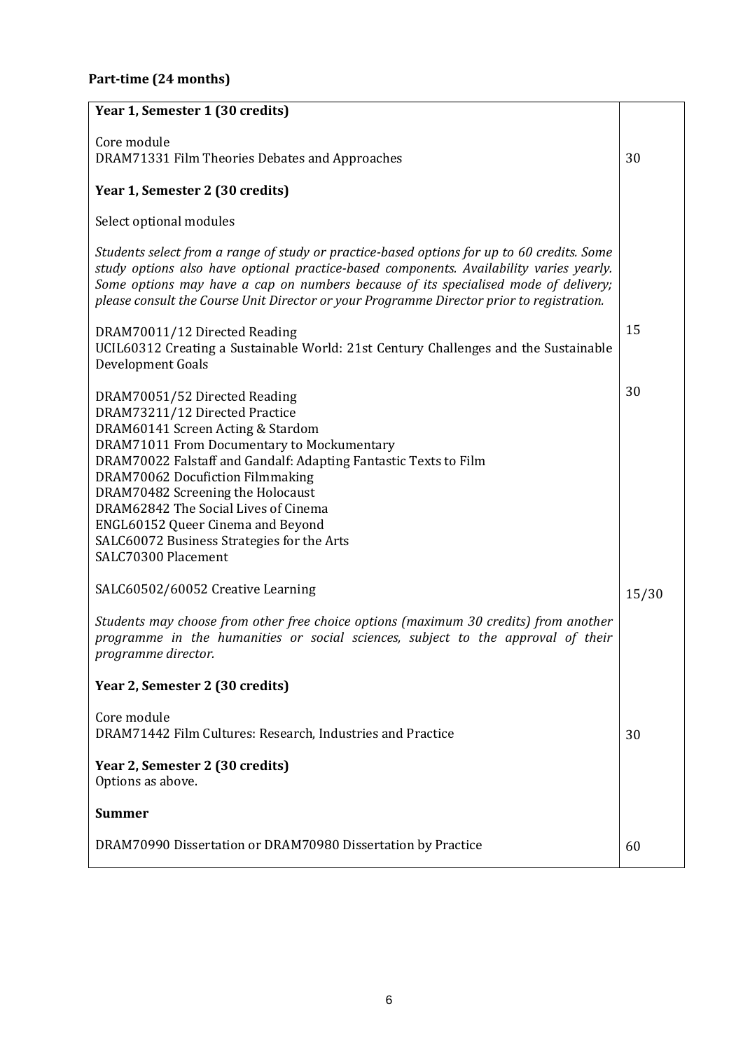**Part-time (24 months)**

| | |
|---|---|
| **Year 1, Semester 1 (30 credits)**<br><br>Core module<br>DRAM71331 Film Theories Debates and Approaches | 30 |
| **Year 1, Semester 2 (30 credits)**<br><br>Select optional modules<br><br>*Students select from a range of study or practice-based options for up to 60 credits. Some study options also have optional practice-based components. Availability varies yearly. Some options may have a cap on numbers because of its specialised mode of delivery; please consult the Course Unit Director or your Programme Director prior to registration.* | |
| DRAM70011/12 Directed Reading<br>UCIL60312 Creating a Sustainable World: 21st Century Challenges and the Sustainable Development Goals | 15 |
| DRAM70051/52 Directed Reading<br>DRAM73211/12 Directed Practice<br>DRAM60141 Screen Acting & Stardom<br>DRAM71011 From Documentary to Mockumentary<br>DRAM70022 Falstaff and Gandalf: Adapting Fantastic Texts to Film<br>DRAM70062 Docufiction Filmmaking<br>DRAM70482 Screening the Holocaust<br>DRAM62842 The Social Lives of Cinema<br>ENGL60152 Queer Cinema and Beyond<br>SALC60072 Business Strategies for the Arts<br>SALC70300 Placement | 30 |
| SALC60502/60052 Creative Learning<br><br>*Students may choose from other free choice options (maximum 30 credits) from another programme in the humanities or social sciences, subject to the approval of their programme director.* | 15/30 |
| **Year 2, Semester 2 (30 credits)**<br><br>Core module<br>DRAM71442 Film Cultures: Research, Industries and Practice | 30 |
| **Year 2, Semester 2 (30 credits)**<br>Options as above. | |
| **Summer**<br><br>DRAM70990 Dissertation or DRAM70980 Dissertation by Practice | 60 |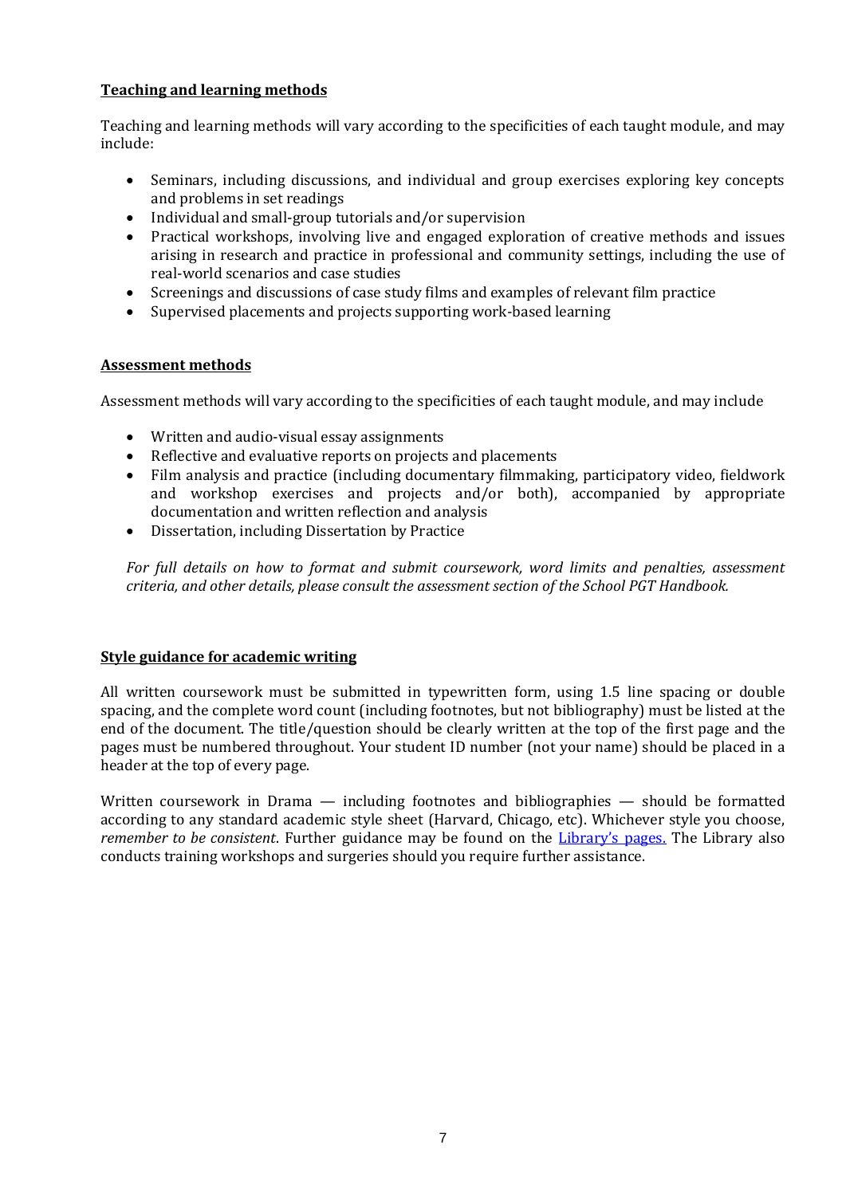## Teaching and learning methods

Teaching and learning methods will vary according to the specificities of each taught module, and may include:

- Seminars, including discussions, and individual and group exercises exploring key concepts and problems in set readings
- Individual and small-group tutorials and/or supervision
- Practical workshops, involving live and engaged exploration of creative methods and issues arising in research and practice in professional and community settings, including the use of real-world scenarios and case studies
- Screenings and discussions of case study films and examples of relevant film practice
- Supervised placements and projects supporting work-based learning

## Assessment methods

Assessment methods will vary according to the specificities of each taught module, and may include

- Written and audio-visual essay assignments
- Reflective and evaluative reports on projects and placements
- Film analysis and practice (including documentary filmmaking, participatory video, fieldwork and workshop exercises and projects and/or both), accompanied by appropriate documentation and written reflection and analysis
- Dissertation, including Dissertation by Practice

*For full details on how to format and submit coursework, word limits and penalties, assessment criteria, and other details, please consult the assessment section of the School PGT Handbook.*

## Style guidance for academic writing

All written coursework must be submitted in typewritten form, using 1.5 line spacing or double spacing, and the complete word count (including footnotes, but not bibliography) must be listed at the end of the document. The title/question should be clearly written at the top of the first page and the pages must be numbered throughout. Your student ID number (not your name) should be placed in a header at the top of every page.

Written coursework in Drama — including footnotes and bibliographies — should be formatted according to any standard academic style sheet (Harvard, Chicago, etc). Whichever style you choose, *remember to be consistent*. Further guidance may be found on the Library's pages. The Library also conducts training workshops and surgeries should you require further assistance.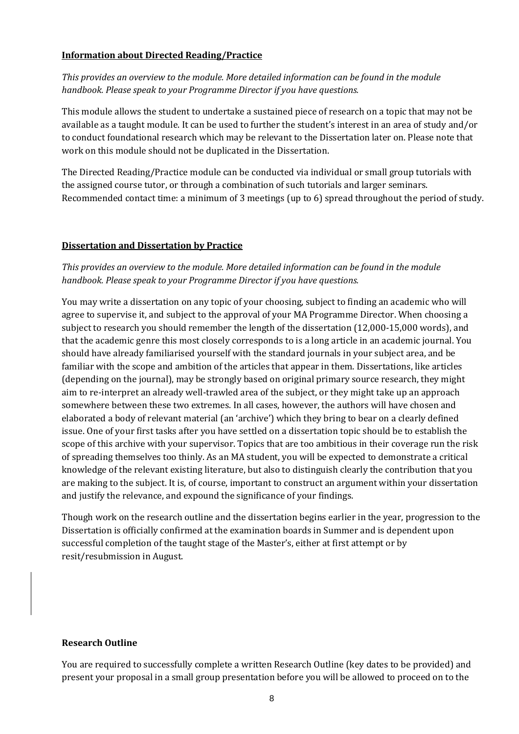**Information about Directed Reading/Practice**

*This provides an overview to the module. More detailed information can be found in the module handbook. Please speak to your Programme Director if you have questions.*

This module allows the student to undertake a sustained piece of research on a topic that may not be available as a taught module. It can be used to further the student's interest in an area of study and/or to conduct foundational research which may be relevant to the Dissertation later on. Please note that work on this module should not be duplicated in the Dissertation.

The Directed Reading/Practice module can be conducted via individual or small group tutorials with the assigned course tutor, or through a combination of such tutorials and larger seminars. Recommended contact time: a minimum of 3 meetings (up to 6) spread throughout the period of study.

**Dissertation and Dissertation by Practice**

*This provides an overview to the module. More detailed information can be found in the module handbook. Please speak to your Programme Director if you have questions.*

You may write a dissertation on any topic of your choosing, subject to finding an academic who will agree to supervise it, and subject to the approval of your MA Programme Director. When choosing a subject to research you should remember the length of the dissertation (12,000-15,000 words), and that the academic genre this most closely corresponds to is a long article in an academic journal. You should have already familiarised yourself with the standard journals in your subject area, and be familiar with the scope and ambition of the articles that appear in them. Dissertations, like articles (depending on the journal), may be strongly based on original primary source research, they might aim to re-interpret an already well-trawled area of the subject, or they might take up an approach somewhere between these two extremes. In all cases, however, the authors will have chosen and elaborated a body of relevant material (an 'archive') which they bring to bear on a clearly defined issue. One of your first tasks after you have settled on a dissertation topic should be to establish the scope of this archive with your supervisor. Topics that are too ambitious in their coverage run the risk of spreading themselves too thinly. As an MA student, you will be expected to demonstrate a critical knowledge of the relevant existing literature, but also to distinguish clearly the contribution that you are making to the subject. It is, of course, important to construct an argument within your dissertation and justify the relevance, and expound the significance of your findings.

Though work on the research outline and the dissertation begins earlier in the year, progression to the Dissertation is officially confirmed at the examination boards in Summer and is dependent upon successful completion of the taught stage of the Master's, either at first attempt or by resit/resubmission in August.

**Research Outline**

You are required to successfully complete a written Research Outline (key dates to be provided) and present your proposal in a small group presentation before you will be allowed to proceed on to the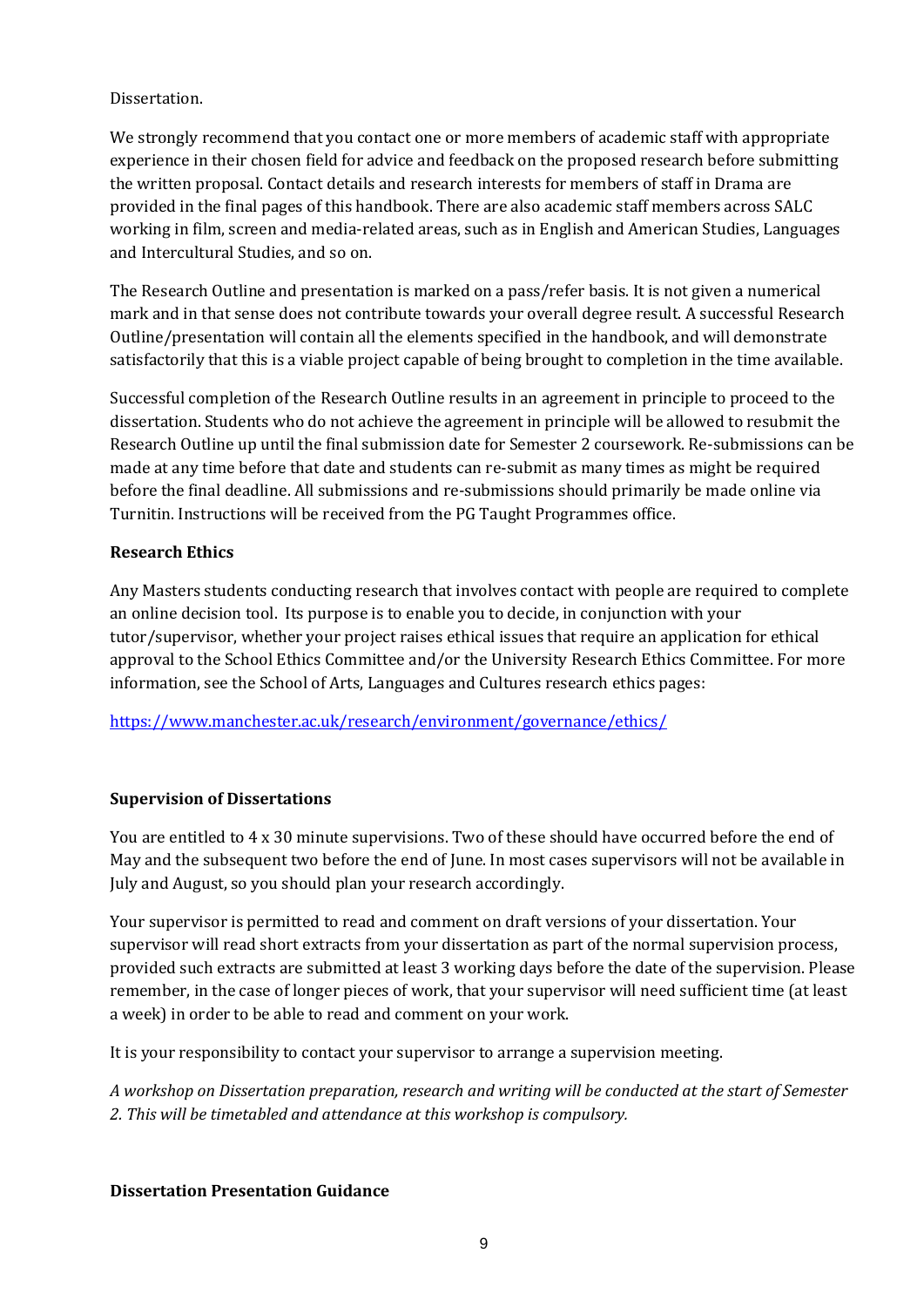Dissertation.

We strongly recommend that you contact one or more members of academic staff with appropriate experience in their chosen field for advice and feedback on the proposed research before submitting the written proposal. Contact details and research interests for members of staff in Drama are provided in the final pages of this handbook. There are also academic staff members across SALC working in film, screen and media-related areas, such as in English and American Studies, Languages and Intercultural Studies, and so on.

The Research Outline and presentation is marked on a pass/refer basis. It is not given a numerical mark and in that sense does not contribute towards your overall degree result. A successful Research Outline/presentation will contain all the elements specified in the handbook, and will demonstrate satisfactorily that this is a viable project capable of being brought to completion in the time available.

Successful completion of the Research Outline results in an agreement in principle to proceed to the dissertation. Students who do not achieve the agreement in principle will be allowed to resubmit the Research Outline up until the final submission date for Semester 2 coursework. Re-submissions can be made at any time before that date and students can re-submit as many times as might be required before the final deadline. All submissions and re-submissions should primarily be made online via Turnitin. Instructions will be received from the PG Taught Programmes office.

**Research Ethics**

Any Masters students conducting research that involves contact with people are required to complete an online decision tool. Its purpose is to enable you to decide, in conjunction with your tutor/supervisor, whether your project raises ethical issues that require an application for ethical approval to the School Ethics Committee and/or the University Research Ethics Committee. For more information, see the School of Arts, Languages and Cultures research ethics pages:

https://www.manchester.ac.uk/research/environment/governance/ethics/

**Supervision of Dissertations**

You are entitled to 4 x 30 minute supervisions. Two of these should have occurred before the end of May and the subsequent two before the end of June. In most cases supervisors will not be available in July and August, so you should plan your research accordingly.

Your supervisor is permitted to read and comment on draft versions of your dissertation. Your supervisor will read short extracts from your dissertation as part of the normal supervision process, provided such extracts are submitted at least 3 working days before the date of the supervision. Please remember, in the case of longer pieces of work, that your supervisor will need sufficient time (at least a week) in order to be able to read and comment on your work.

It is your responsibility to contact your supervisor to arrange a supervision meeting.

*A workshop on Dissertation preparation, research and writing will be conducted at the start of Semester 2. This will be timetabled and attendance at this workshop is compulsory.*

**Dissertation Presentation Guidance**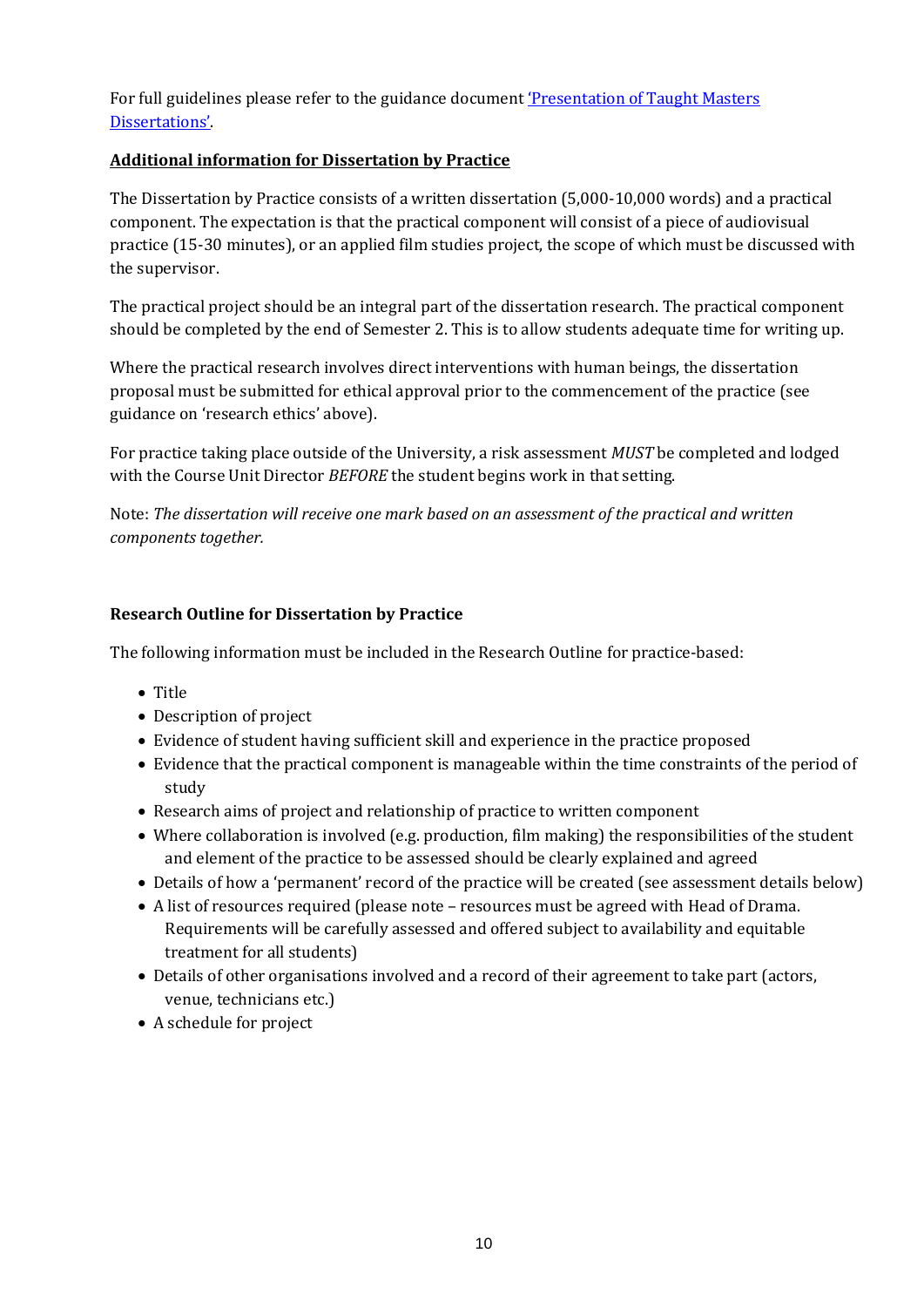For full guidelines please refer to the guidance document ['Presentation of Taught Masters Dissertations'](#).

**Additional information for Dissertation by Practice**

The Dissertation by Practice consists of a written dissertation (5,000-10,000 words) and a practical component. The expectation is that the practical component will consist of a piece of audiovisual practice (15-30 minutes), or an applied film studies project, the scope of which must be discussed with the supervisor.

The practical project should be an integral part of the dissertation research. The practical component should be completed by the end of Semester 2. This is to allow students adequate time for writing up.

Where the practical research involves direct interventions with human beings, the dissertation proposal must be submitted for ethical approval prior to the commencement of the practice (see guidance on 'research ethics' above).

For practice taking place outside of the University, a risk assessment *MUST* be completed and lodged with the Course Unit Director *BEFORE* the student begins work in that setting.

Note: *The dissertation will receive one mark based on an assessment of the practical and written components together.*

**Research Outline for Dissertation by Practice**

The following information must be included in the Research Outline for practice-based:

- Title
- Description of project
- Evidence of student having sufficient skill and experience in the practice proposed
- Evidence that the practical component is manageable within the time constraints of the period of study
- Research aims of project and relationship of practice to written component
- Where collaboration is involved (e.g. production, film making) the responsibilities of the student and element of the practice to be assessed should be clearly explained and agreed
- Details of how a 'permanent' record of the practice will be created (see assessment details below)
- A list of resources required (please note – resources must be agreed with Head of Drama. Requirements will be carefully assessed and offered subject to availability and equitable treatment for all students)
- Details of other organisations involved and a record of their agreement to take part (actors, venue, technicians etc.)
- A schedule for project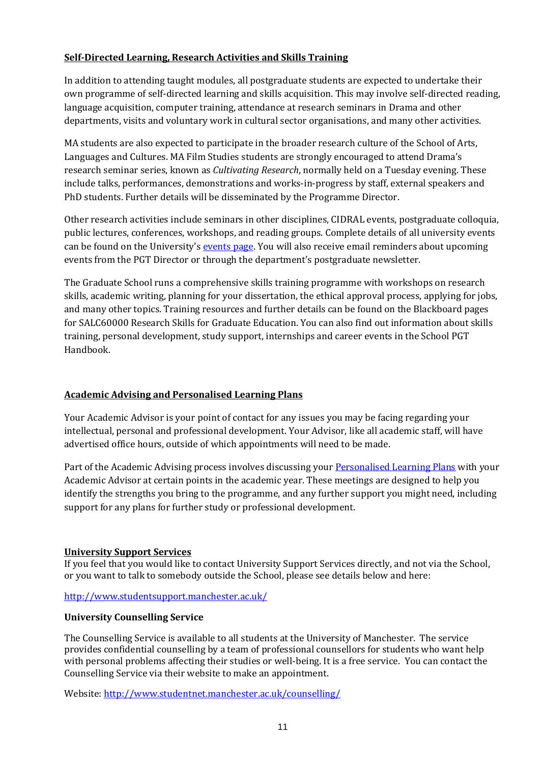## Self-Directed Learning, Research Activities and Skills Training

In addition to attending taught modules, all postgraduate students are expected to undertake their own programme of self-directed learning and skills acquisition. This may involve self-directed reading, language acquisition, computer training, attendance at research seminars in Drama and other departments, visits and voluntary work in cultural sector organisations, and many other activities.

MA students are also expected to participate in the broader research culture of the School of Arts, Languages and Cultures. MA Film Studies students are strongly encouraged to attend Drama's research seminar series, known as *Cultivating Research*, normally held on a Tuesday evening. These include talks, performances, demonstrations and works-in-progress by staff, external speakers and PhD students. Further details will be disseminated by the Programme Director.

Other research activities include seminars in other disciplines, CIDRAL events, postgraduate colloquia, public lectures, conferences, workshops, and reading groups. Complete details of all university events can be found on the University's events page. You will also receive email reminders about upcoming events from the PGT Director or through the department's postgraduate newsletter.

The Graduate School runs a comprehensive skills training programme with workshops on research skills, academic writing, planning for your dissertation, the ethical approval process, applying for jobs, and many other topics. Training resources and further details can be found on the Blackboard pages for SALC60000 Research Skills for Graduate Education. You can also find out information about skills training, personal development, study support, internships and career events in the School PGT Handbook.

## Academic Advising and Personalised Learning Plans

Your Academic Advisor is your point of contact for any issues you may be facing regarding your intellectual, personal and professional development. Your Advisor, like all academic staff, will have advertised office hours, outside of which appointments will need to be made.

Part of the Academic Advising process involves discussing your Personalised Learning Plans with your Academic Advisor at certain points in the academic year. These meetings are designed to help you identify the strengths you bring to the programme, and any further support you might need, including support for any plans for further study or professional development.

## University Support Services

If you feel that you would like to contact University Support Services directly, and not via the School, or you want to talk to somebody outside the School, please see details below and here:

http://www.studentsupport.manchester.ac.uk/

### University Counselling Service

The Counselling Service is available to all students at the University of Manchester. The service provides confidential counselling by a team of professional counsellors for students who want help with personal problems affecting their studies or well-being. It is a free service. You can contact the Counselling Service via their website to make an appointment.

Website: http://www.studentnet.manchester.ac.uk/counselling/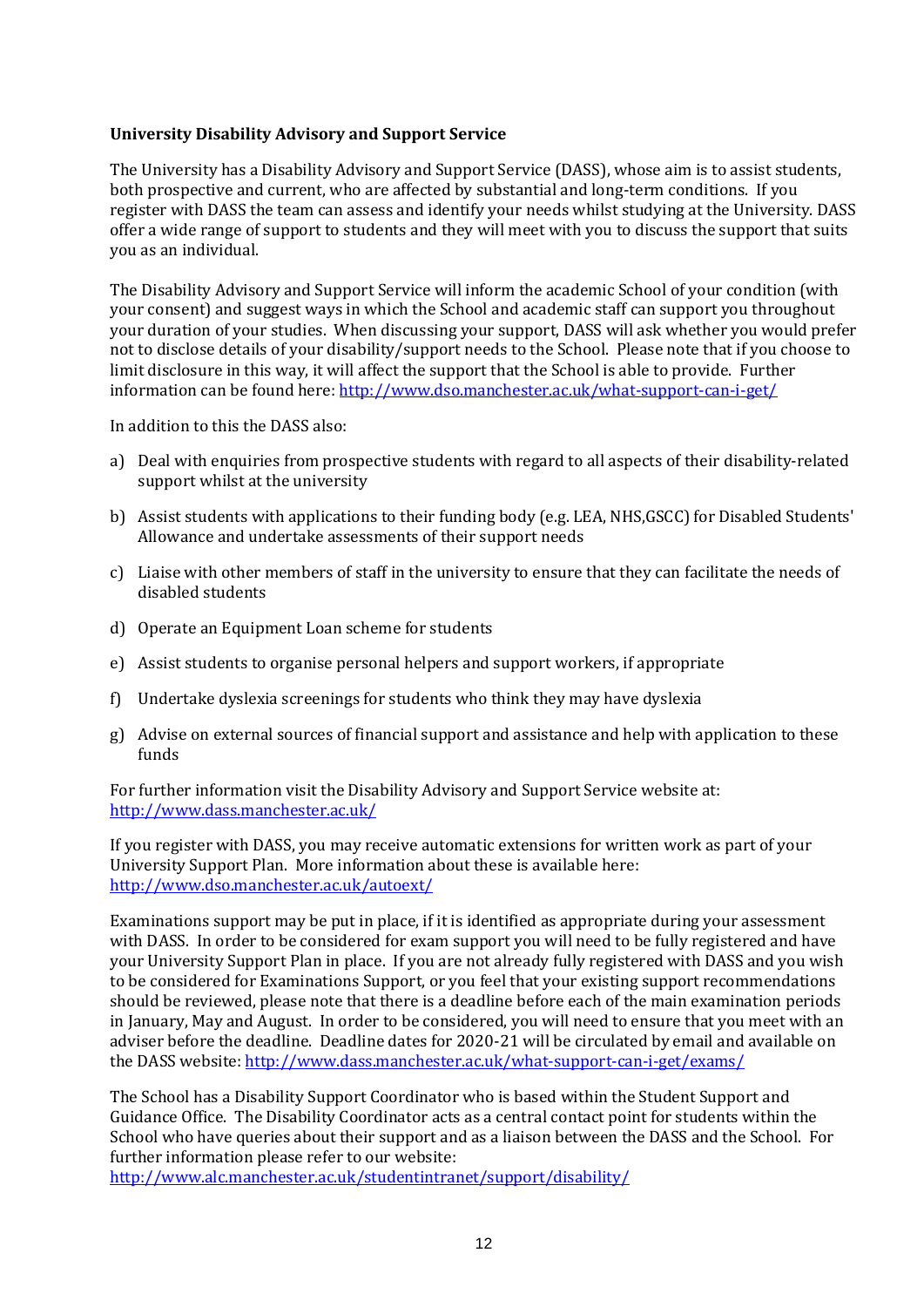**University Disability Advisory and Support Service**

The University has a Disability Advisory and Support Service (DASS), whose aim is to assist students, both prospective and current, who are affected by substantial and long-term conditions. If you register with DASS the team can assess and identify your needs whilst studying at the University. DASS offer a wide range of support to students and they will meet with you to discuss the support that suits you as an individual.

The Disability Advisory and Support Service will inform the academic School of your condition (with your consent) and suggest ways in which the School and academic staff can support you throughout your duration of your studies. When discussing your support, DASS will ask whether you would prefer not to disclose details of your disability/support needs to the School. Please note that if you choose to limit disclosure in this way, it will affect the support that the School is able to provide. Further information can be found here: http://www.dso.manchester.ac.uk/what-support-can-i-get/

In addition to this the DASS also:

a) Deal with enquiries from prospective students with regard to all aspects of their disability-related support whilst at the university

b) Assist students with applications to their funding body (e.g. LEA, NHS,GSCC) for Disabled Students' Allowance and undertake assessments of their support needs

c) Liaise with other members of staff in the university to ensure that they can facilitate the needs of disabled students

d) Operate an Equipment Loan scheme for students

e) Assist students to organise personal helpers and support workers, if appropriate

f) Undertake dyslexia screenings for students who think they may have dyslexia

g) Advise on external sources of financial support and assistance and help with application to these funds

For further information visit the Disability Advisory and Support Service website at: http://www.dass.manchester.ac.uk/

If you register with DASS, you may receive automatic extensions for written work as part of your University Support Plan. More information about these is available here: http://www.dso.manchester.ac.uk/autoext/

Examinations support may be put in place, if it is identified as appropriate during your assessment with DASS. In order to be considered for exam support you will need to be fully registered and have your University Support Plan in place. If you are not already fully registered with DASS and you wish to be considered for Examinations Support, or you feel that your existing support recommendations should be reviewed, please note that there is a deadline before each of the main examination periods in January, May and August. In order to be considered, you will need to ensure that you meet with an adviser before the deadline. Deadline dates for 2020-21 will be circulated by email and available on the DASS website: http://www.dass.manchester.ac.uk/what-support-can-i-get/exams/

The School has a Disability Support Coordinator who is based within the Student Support and Guidance Office. The Disability Coordinator acts as a central contact point for students within the School who have queries about their support and as a liaison between the DASS and the School. For further information please refer to our website: http://www.alc.manchester.ac.uk/studentintranet/support/disability/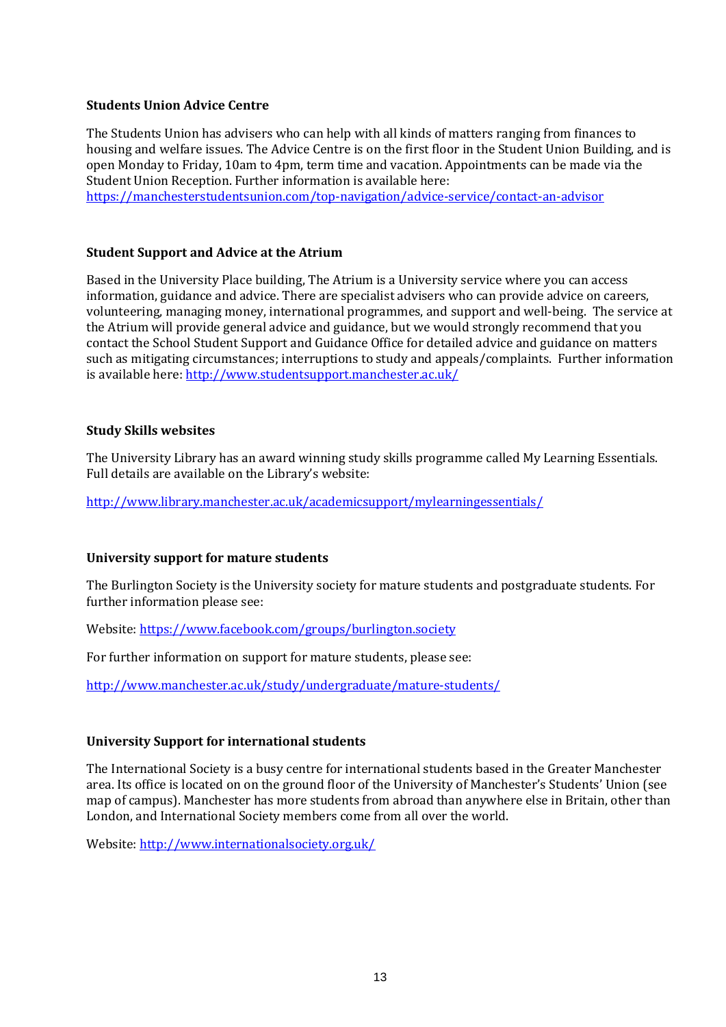**Students Union Advice Centre**

The Students Union has advisers who can help with all kinds of matters ranging from finances to housing and welfare issues. The Advice Centre is on the first floor in the Student Union Building, and is open Monday to Friday, 10am to 4pm, term time and vacation. Appointments can be made via the Student Union Reception. Further information is available here: https://manchesterstudentsunion.com/top-navigation/advice-service/contact-an-advisor

**Student Support and Advice at the Atrium**

Based in the University Place building, The Atrium is a University service where you can access information, guidance and advice. There are specialist advisers who can provide advice on careers, volunteering, managing money, international programmes, and support and well-being. The service at the Atrium will provide general advice and guidance, but we would strongly recommend that you contact the School Student Support and Guidance Office for detailed advice and guidance on matters such as mitigating circumstances; interruptions to study and appeals/complaints. Further information is available here: http://www.studentsupport.manchester.ac.uk/

**Study Skills websites**

The University Library has an award winning study skills programme called My Learning Essentials. Full details are available on the Library's website:

http://www.library.manchester.ac.uk/academicsupport/mylearningessentials/

**University support for mature students**

The Burlington Society is the University society for mature students and postgraduate students. For further information please see:

Website: https://www.facebook.com/groups/burlington.society

For further information on support for mature students, please see:

http://www.manchester.ac.uk/study/undergraduate/mature-students/

**University Support for international students**

The International Society is a busy centre for international students based in the Greater Manchester area. Its office is located on on the ground floor of the University of Manchester's Students' Union (see map of campus). Manchester has more students from abroad than anywhere else in Britain, other than London, and International Society members come from all over the world.

Website: http://www.internationalsociety.org.uk/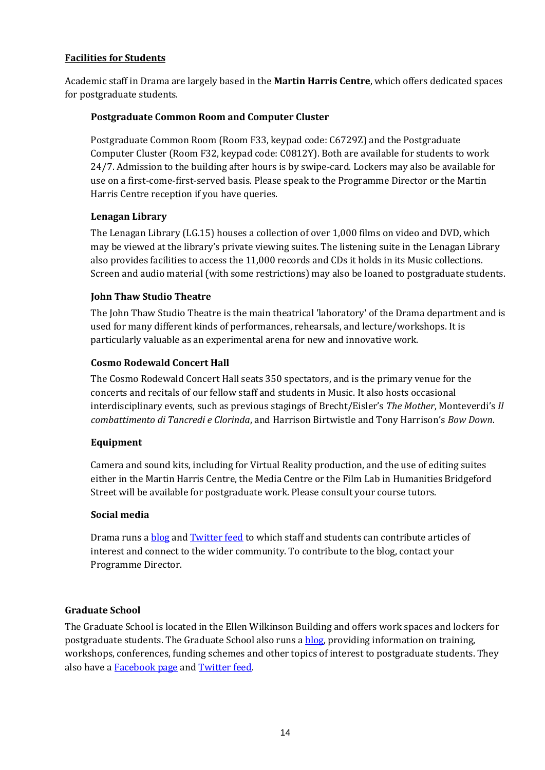## Facilities for Students

Academic staff in Drama are largely based in the **Martin Harris Centre**, which offers dedicated spaces for postgraduate students.

### Postgraduate Common Room and Computer Cluster

Postgraduate Common Room (Room F33, keypad code: C6729Z) and the Postgraduate Computer Cluster (Room F32, keypad code: C0812Y). Both are available for students to work 24/7. Admission to the building after hours is by swipe-card. Lockers may also be available for use on a first-come-first-served basis. Please speak to the Programme Director or the Martin Harris Centre reception if you have queries.

### Lenagan Library

The Lenagan Library (LG.15) houses a collection of over 1,000 films on video and DVD, which may be viewed at the library's private viewing suites. The listening suite in the Lenagan Library also provides facilities to access the 11,000 records and CDs it holds in its Music collections. Screen and audio material (with some restrictions) may also be loaned to postgraduate students.

### John Thaw Studio Theatre

The John Thaw Studio Theatre is the main theatrical 'laboratory' of the Drama department and is used for many different kinds of performances, rehearsals, and lecture/workshops. It is particularly valuable as an experimental arena for new and innovative work.

### Cosmo Rodewald Concert Hall

The Cosmo Rodewald Concert Hall seats 350 spectators, and is the primary venue for the concerts and recitals of our fellow staff and students in Music. It also hosts occasional interdisciplinary events, such as previous stagings of Brecht/Eisler's *The Mother*, Monteverdi's *Il combattimento di Tancredi e Clorinda*, and Harrison Birtwistle and Tony Harrison's *Bow Down*.

### Equipment

Camera and sound kits, including for Virtual Reality production, and the use of editing suites either in the Martin Harris Centre, the Media Centre or the Film Lab in Humanities Bridgeford Street will be available for postgraduate work. Please consult your course tutors.

### Social media

Drama runs a blog and Twitter feed to which staff and students can contribute articles of interest and connect to the wider community. To contribute to the blog, contact your Programme Director.

## Graduate School

The Graduate School is located in the Ellen Wilkinson Building and offers work spaces and lockers for postgraduate students. The Graduate School also runs a blog, providing information on training, workshops, conferences, funding schemes and other topics of interest to postgraduate students. They also have a Facebook page and Twitter feed.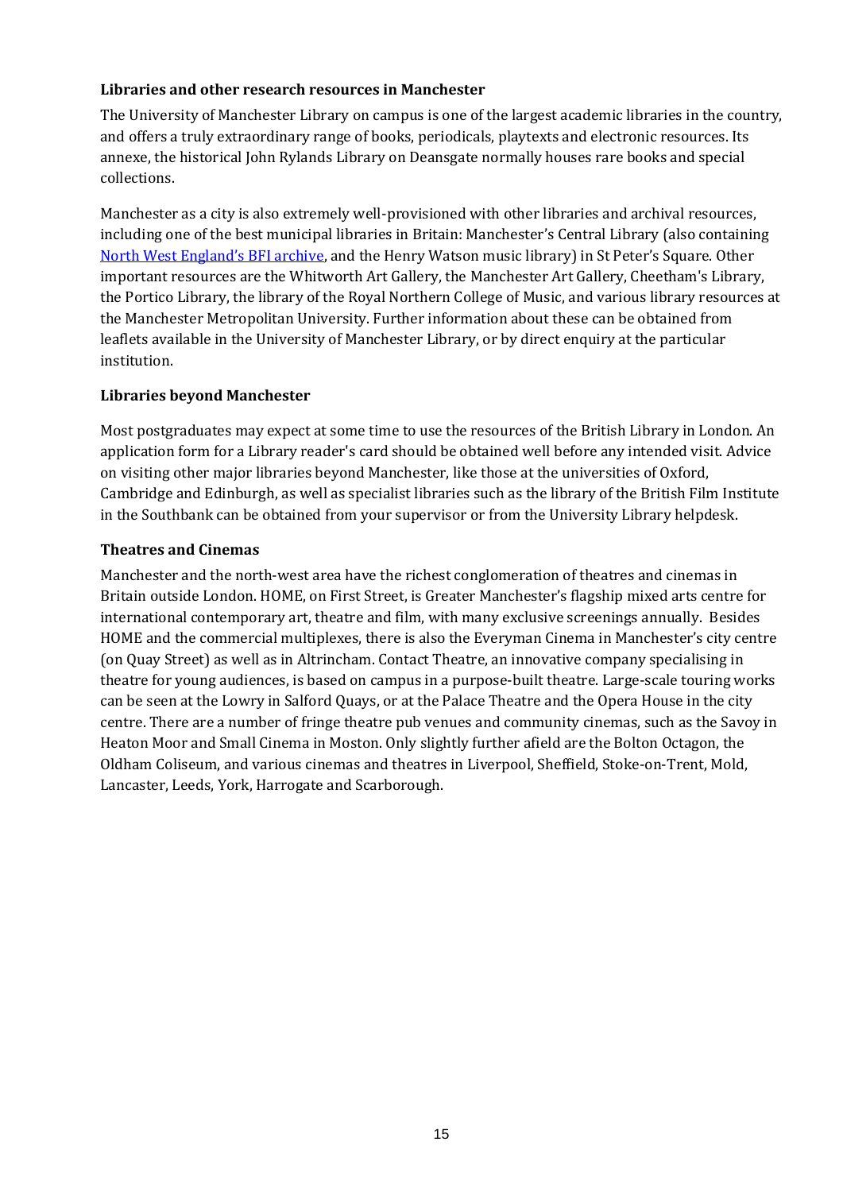**Libraries and other research resources in Manchester**

The University of Manchester Library on campus is one of the largest academic libraries in the country, and offers a truly extraordinary range of books, periodicals, playtexts and electronic resources. Its annexe, the historical John Rylands Library on Deansgate normally houses rare books and special collections.

Manchester as a city is also extremely well-provisioned with other libraries and archival resources, including one of the best municipal libraries in Britain: Manchester's Central Library (also containing North West England's BFI archive, and the Henry Watson music library) in St Peter's Square. Other important resources are the Whitworth Art Gallery, the Manchester Art Gallery, Cheetham's Library, the Portico Library, the library of the Royal Northern College of Music, and various library resources at the Manchester Metropolitan University. Further information about these can be obtained from leaflets available in the University of Manchester Library, or by direct enquiry at the particular institution.

**Libraries beyond Manchester**

Most postgraduates may expect at some time to use the resources of the British Library in London. An application form for a Library reader's card should be obtained well before any intended visit. Advice on visiting other major libraries beyond Manchester, like those at the universities of Oxford, Cambridge and Edinburgh, as well as specialist libraries such as the library of the British Film Institute in the Southbank can be obtained from your supervisor or from the University Library helpdesk.

**Theatres and Cinemas**

Manchester and the north-west area have the richest conglomeration of theatres and cinemas in Britain outside London. HOME, on First Street, is Greater Manchester's flagship mixed arts centre for international contemporary art, theatre and film, with many exclusive screenings annually. Besides HOME and the commercial multiplexes, there is also the Everyman Cinema in Manchester's city centre (on Quay Street) as well as in Altrincham. Contact Theatre, an innovative company specialising in theatre for young audiences, is based on campus in a purpose-built theatre. Large-scale touring works can be seen at the Lowry in Salford Quays, or at the Palace Theatre and the Opera House in the city centre. There are a number of fringe theatre pub venues and community cinemas, such as the Savoy in Heaton Moor and Small Cinema in Moston. Only slightly further afield are the Bolton Octagon, the Oldham Coliseum, and various cinemas and theatres in Liverpool, Sheffield, Stoke-on-Trent, Mold, Lancaster, Leeds, York, Harrogate and Scarborough.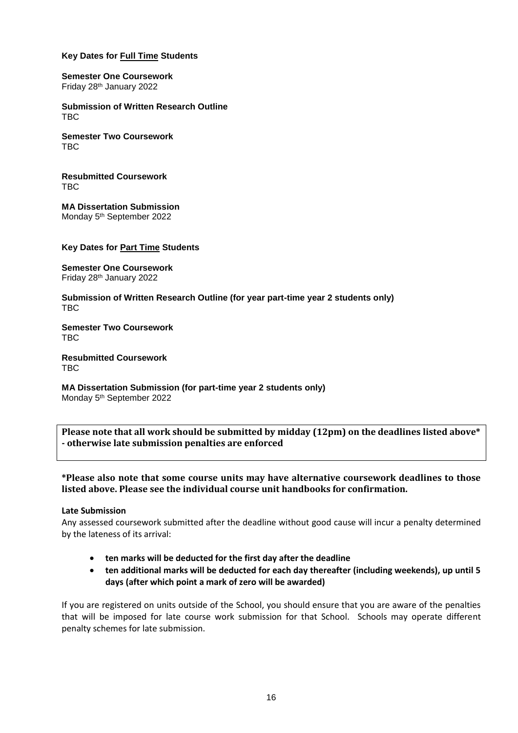**Key Dates for Full Time Students**

**Semester One Coursework**
Friday 28th January 2022

**Submission of Written Research Outline**
TBC

**Semester Two Coursework**
TBC

**Resubmitted Coursework**
TBC

**MA Dissertation Submission**
Monday 5th September 2022

**Key Dates for Part Time Students**

**Semester One Coursework**
Friday 28th January 2022

**Submission of Written Research Outline (for year part-time year 2 students only)**
TBC

**Semester Two Coursework**
TBC

**Resubmitted Coursework**
TBC

**MA Dissertation Submission (for part-time year 2 students only)**
Monday 5th September 2022

**Please note that all work should be submitted by midday (12pm) on the deadlines listed above* - otherwise late submission penalties are enforced**

***Please also note that some course units may have alternative coursework deadlines to those listed above. Please see the individual course unit handbooks for confirmation.**

**Late Submission**

Any assessed coursework submitted after the deadline without good cause will incur a penalty determined by the lateness of its arrival:

- **ten marks will be deducted for the first day after the deadline**
- **ten additional marks will be deducted for each day thereafter (including weekends), up until 5 days (after which point a mark of zero will be awarded)**

If you are registered on units outside of the School, you should ensure that you are aware of the penalties that will be imposed for late course work submission for that School. Schools may operate different penalty schemes for late submission.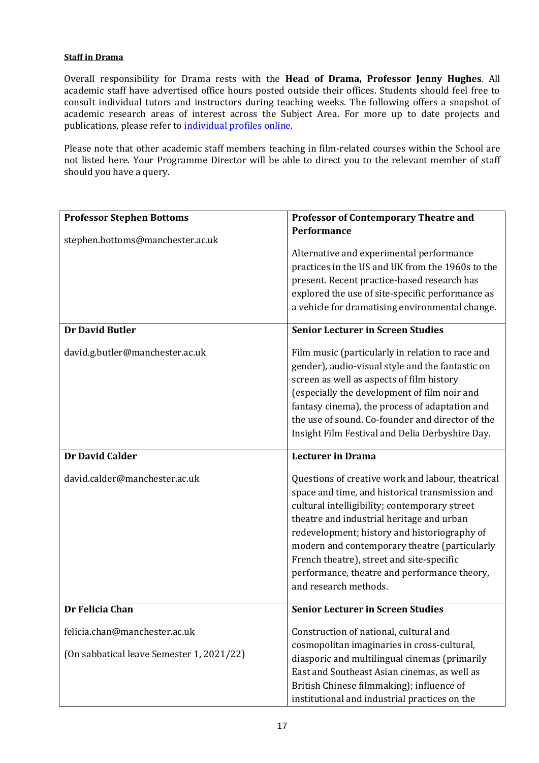**Staff in Drama**

Overall responsibility for Drama rests with the **Head of Drama, Professor Jenny Hughes**. All academic staff have advertised office hours posted outside their offices. Students should feel free to consult individual tutors and instructors during teaching weeks. The following offers a snapshot of academic research areas of interest across the Subject Area. For more up to date projects and publications, please refer to [individual profiles online](#).

Please note that other academic staff members teaching in film-related courses within the School are not listed here. Your Programme Director will be able to direct you to the relevant member of staff should you have a query.

| | |
|---|---|
| **Professor Stephen Bottoms**<br><br>stephen.bottoms@manchester.ac.uk | **Professor of Contemporary Theatre and Performance**<br><br>Alternative and experimental performance practices in the US and UK from the 1960s to the present. Recent practice-based research has explored the use of site-specific performance as a vehicle for dramatising environmental change. |
| **Dr David Butler**<br><br>david.g.butler@manchester.ac.uk | **Senior Lecturer in Screen Studies**<br><br>Film music (particularly in relation to race and gender), audio-visual style and the fantastic on screen as well as aspects of film history (especially the development of film noir and fantasy cinema), the process of adaptation and the use of sound. Co-founder and director of the Insight Film Festival and Delia Derbyshire Day. |
| **Dr David Calder**<br><br>david.calder@manchester.ac.uk | **Lecturer in Drama**<br><br>Questions of creative work and labour, theatrical space and time, and historical transmission and cultural intelligibility; contemporary street theatre and industrial heritage and urban redevelopment; history and historiography of modern and contemporary theatre (particularly French theatre), street and site-specific performance, theatre and performance theory, and research methods. |
| **Dr Felicia Chan**<br><br>felicia.chan@manchester.ac.uk<br><br>(On sabbatical leave Semester 1, 2021/22) | **Senior Lecturer in Screen Studies**<br><br>Construction of national, cultural and cosmopolitan imaginaries in cross-cultural, diasporic and multilingual cinemas (primarily East and Southeast Asian cinemas, as well as British Chinese filmmaking); influence of institutional and industrial practices on the |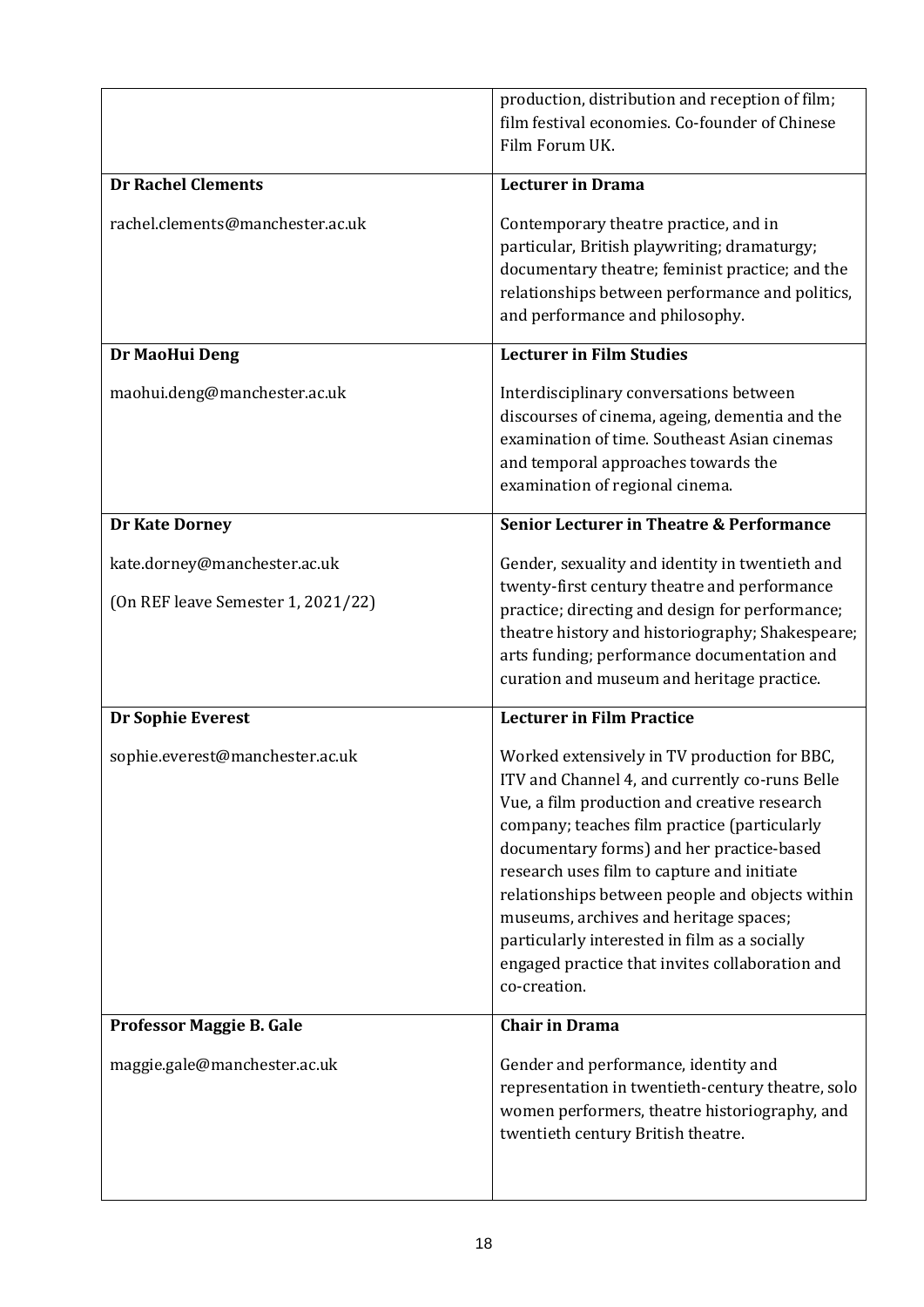| | |
|---|---|
| | production, distribution and reception of film; film festival economies. Co-founder of Chinese Film Forum UK. |
| **Dr Rachel Clements**<br><br>rachel.clements@manchester.ac.uk | **Lecturer in Drama**<br><br>Contemporary theatre practice, and in particular, British playwriting; dramaturgy; documentary theatre; feminist practice; and the relationships between performance and politics, and performance and philosophy. |
| **Dr MaoHui Deng**<br><br>maohui.deng@manchester.ac.uk | **Lecturer in Film Studies**<br><br>Interdisciplinary conversations between discourses of cinema, ageing, dementia and the examination of time. Southeast Asian cinemas and temporal approaches towards the examination of regional cinema. |
| **Dr Kate Dorney**<br><br>kate.dorney@manchester.ac.uk<br><br>(On REF leave Semester 1, 2021/22) | **Senior Lecturer in Theatre & Performance**<br><br>Gender, sexuality and identity in twentieth and twenty-first century theatre and performance practice; directing and design for performance; theatre history and historiography; Shakespeare; arts funding; performance documentation and curation and museum and heritage practice. |
| **Dr Sophie Everest**<br><br>sophie.everest@manchester.ac.uk | **Lecturer in Film Practice**<br><br>Worked extensively in TV production for BBC, ITV and Channel 4, and currently co-runs Belle Vue, a film production and creative research company; teaches film practice (particularly documentary forms) and her practice-based research uses film to capture and initiate relationships between people and objects within museums, archives and heritage spaces; particularly interested in film as a socially engaged practice that invites collaboration and co-creation. |
| **Professor Maggie B. Gale**<br><br>maggie.gale@manchester.ac.uk | **Chair in Drama**<br><br>Gender and performance, identity and representation in twentieth-century theatre, solo women performers, theatre historiography, and twentieth century British theatre. |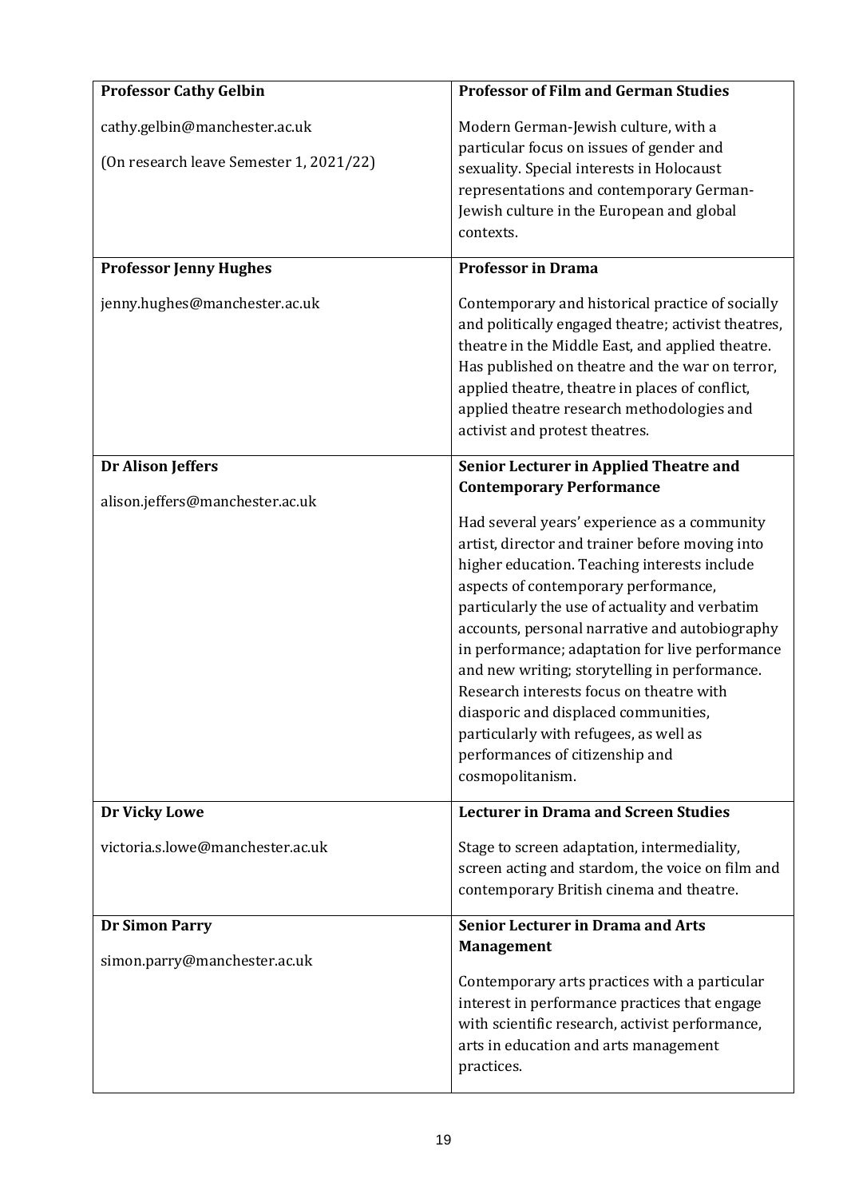| | |
|---|---|
| **Professor Cathy Gelbin**<br><br>cathy.gelbin@manchester.ac.uk<br><br>(On research leave Semester 1, 2021/22) | **Professor of Film and German Studies**<br><br>Modern German-Jewish culture, with a particular focus on issues of gender and sexuality. Special interests in Holocaust representations and contemporary German-Jewish culture in the European and global contexts. |
| **Professor Jenny Hughes**<br><br>jenny.hughes@manchester.ac.uk | **Professor in Drama**<br><br>Contemporary and historical practice of socially and politically engaged theatre; activist theatres, theatre in the Middle East, and applied theatre. Has published on theatre and the war on terror, applied theatre, theatre in places of conflict, applied theatre research methodologies and activist and protest theatres. |
| **Dr Alison Jeffers**<br><br>alison.jeffers@manchester.ac.uk | **Senior Lecturer in Applied Theatre and Contemporary Performance**<br><br>Had several years' experience as a community artist, director and trainer before moving into higher education. Teaching interests include aspects of contemporary performance, particularly the use of actuality and verbatim accounts, personal narrative and autobiography in performance; adaptation for live performance and new writing; storytelling in performance. Research interests focus on theatre with diasporic and displaced communities, particularly with refugees, as well as performances of citizenship and cosmopolitanism. |
| **Dr Vicky Lowe**<br><br>victoria.s.lowe@manchester.ac.uk | **Lecturer in Drama and Screen Studies**<br><br>Stage to screen adaptation, intermediality, screen acting and stardom, the voice on film and contemporary British cinema and theatre. |
| **Dr Simon Parry**<br><br>simon.parry@manchester.ac.uk | **Senior Lecturer in Drama and Arts Management**<br><br>Contemporary arts practices with a particular interest in performance practices that engage with scientific research, activist performance, arts in education and arts management practices. |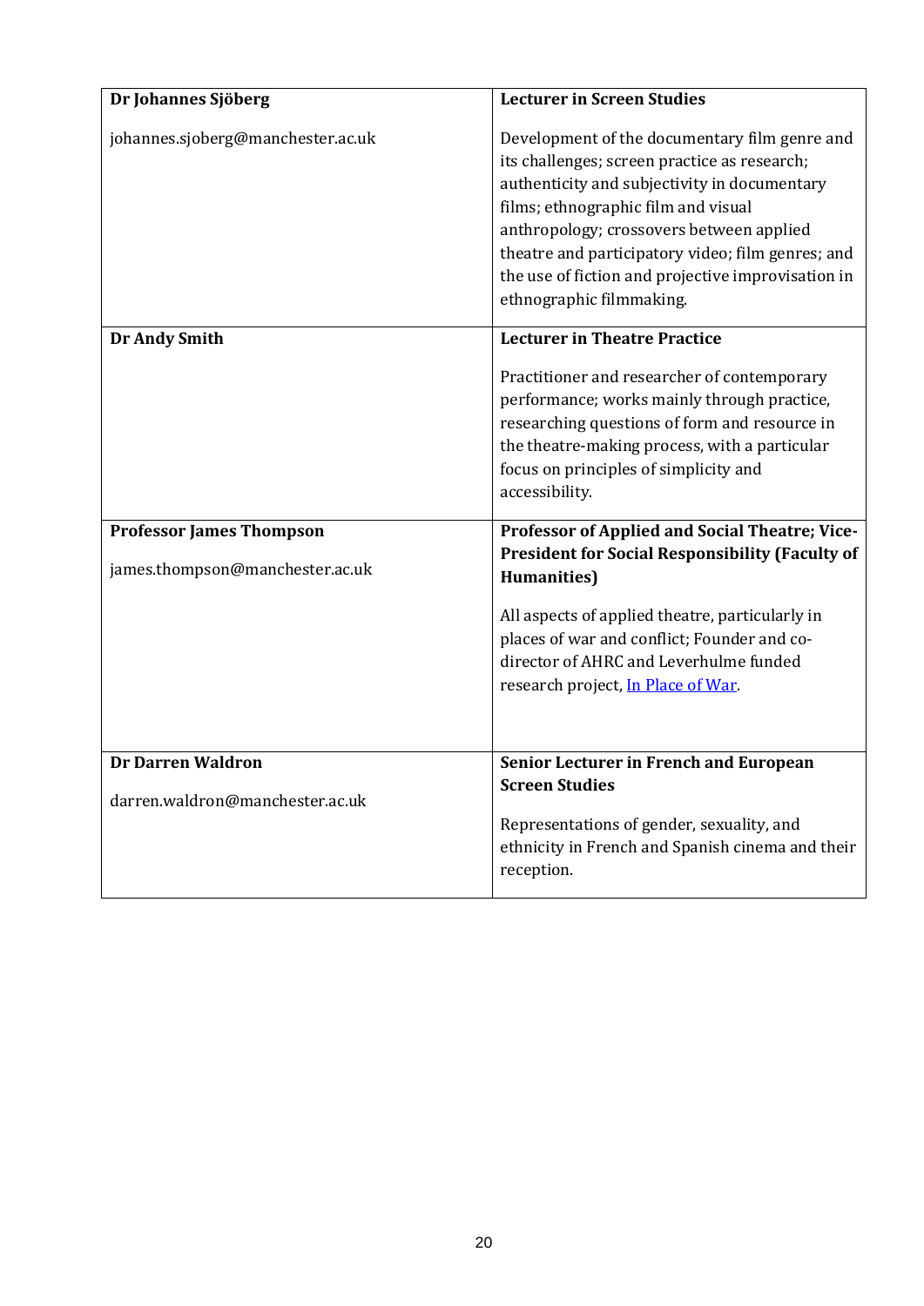| | |
|---|---|
| **Dr Johannes Sjöberg**<br><br>johannes.sjoberg@manchester.ac.uk | **Lecturer in Screen Studies**<br><br>Development of the documentary film genre and its challenges; screen practice as research; authenticity and subjectivity in documentary films; ethnographic film and visual anthropology; crossovers between applied theatre and participatory video; film genres; and the use of fiction and projective improvisation in ethnographic filmmaking. |
| **Dr Andy Smith** | **Lecturer in Theatre Practice**<br><br>Practitioner and researcher of contemporary performance; works mainly through practice, researching questions of form and resource in the theatre-making process, with a particular focus on principles of simplicity and accessibility. |
| **Professor James Thompson**<br><br>james.thompson@manchester.ac.uk | **Professor of Applied and Social Theatre; Vice-President for Social Responsibility (Faculty of Humanities)**<br><br>All aspects of applied theatre, particularly in places of war and conflict; Founder and co-director of AHRC and Leverhulme funded research project, In Place of War. |
| **Dr Darren Waldron**<br><br>darren.waldron@manchester.ac.uk | **Senior Lecturer in French and European Screen Studies**<br><br>Representations of gender, sexuality, and ethnicity in French and Spanish cinema and their reception. |